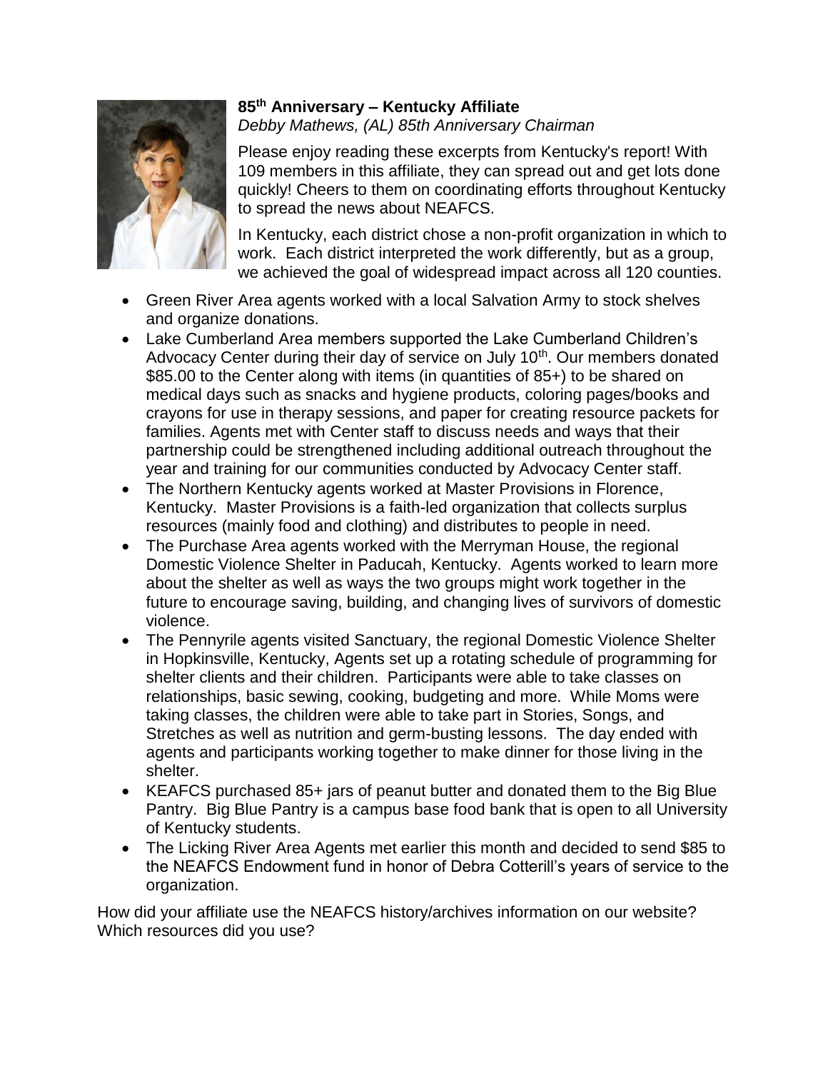### 85th Anniversary – Kentucky Affiliate

*Debby Mathews, (AL) 85th Anniversary Chairman*

Please enjoy reading these excerpts from Kentucky's report! With 109 members in this affiliate, they can spread out and get lots done quickly! Cheers to them on coordinating efforts throughout Kentucky to spread the news about NEAFCS.

In Kentucky, each district chose a non-profit organization in which to work. Each district interpreted the work differently, but as a group, we achieved the goal of widespread impact across all 120 counties.

- Green River Area agents worked with a local Salvation Army to stock shelves and organize donations.
- Lake Cumberland Area members supported the Lake Cumberland Children's Advocacy Center during their day of service on July 10th. Our members donated $85.00 to the Center along with items (in quantities of 85+) to be shared on medical days such as snacks and hygiene products, coloring pages/books and crayons for use in therapy sessions, and paper for creating resource packets for families. Agents met with Center staff to discuss needs and ways that their partnership could be strengthened including additional outreach throughout the year and training for our communities conducted by Advocacy Center staff.
- The Northern Kentucky agents worked at Master Provisions in Florence, Kentucky. Master Provisions is a faith-led organization that collects surplus resources (mainly food and clothing) and distributes to people in need.
- The Purchase Area agents worked with the Merryman House, the regional Domestic Violence Shelter in Paducah, Kentucky. Agents worked to learn more about the shelter as well as ways the two groups might work together in the future to encourage saving, building, and changing lives of survivors of domestic violence.
- The Pennyrile agents visited Sanctuary, the regional Domestic Violence Shelter in Hopkinsville, Kentucky, Agents set up a rotating schedule of programming for shelter clients and their children. Participants were able to take classes on relationships, basic sewing, cooking, budgeting and more. While Moms were taking classes, the children were able to take part in Stories, Songs, and Stretches as well as nutrition and germ-busting lessons. The day ended with agents and participants working together to make dinner for those living in the shelter.
- KEAFCS purchased 85+ jars of peanut butter and donated them to the Big Blue Pantry. Big Blue Pantry is a campus base food bank that is open to all University of Kentucky students.
- The Licking River Area Agents met earlier this month and decided to send $85 to the NEAFCS Endowment fund in honor of Debra Cotterill's years of service to the organization.

How did your affiliate use the NEAFCS history/archives information on our website? Which resources did you use?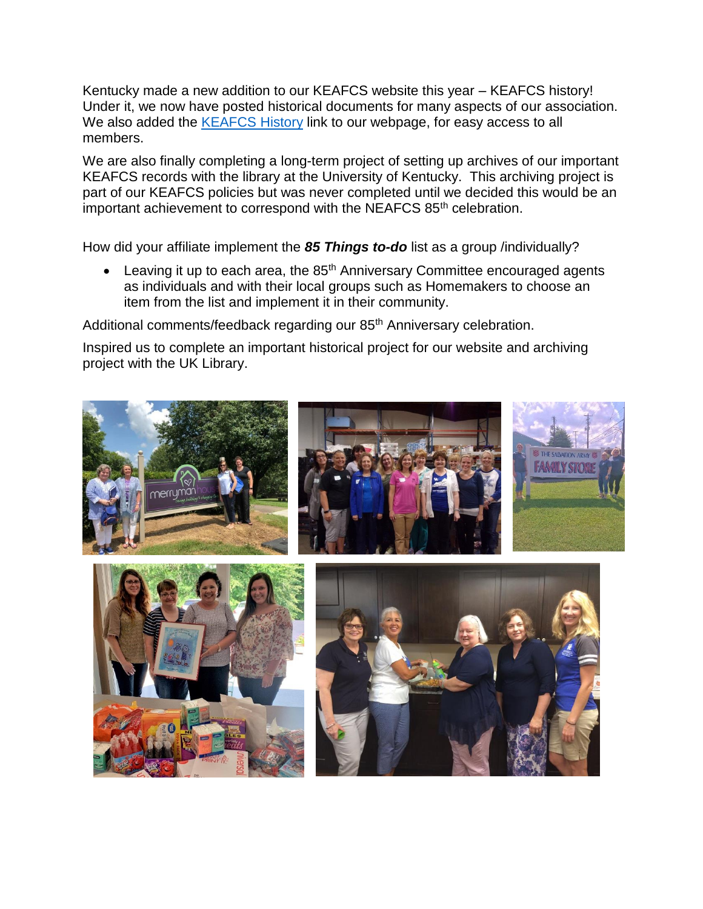Kentucky made a new addition to our KEAFCS website this year – KEAFCS history! Under it, we now have posted historical documents for many aspects of our association. We also added the [KEAFCS History]() link to our webpage, for easy access to all members.

We are also finally completing a long-term project of setting up archives of our important KEAFCS records with the library at the University of Kentucky. This archiving project is part of our KEAFCS policies but was never completed until we decided this would be an important achievement to correspond with the NEAFCS 85th celebration.

How did your affiliate implement the ***85 Things to-do*** list as a group /individually?

- Leaving it up to each area, the 85th Anniversary Committee encouraged agents as individuals and with their local groups such as Homemakers to choose an item from the list and implement it in their community.

Additional comments/feedback regarding our 85th Anniversary celebration.

Inspired us to complete an important historical project for our website and archiving project with the UK Library.